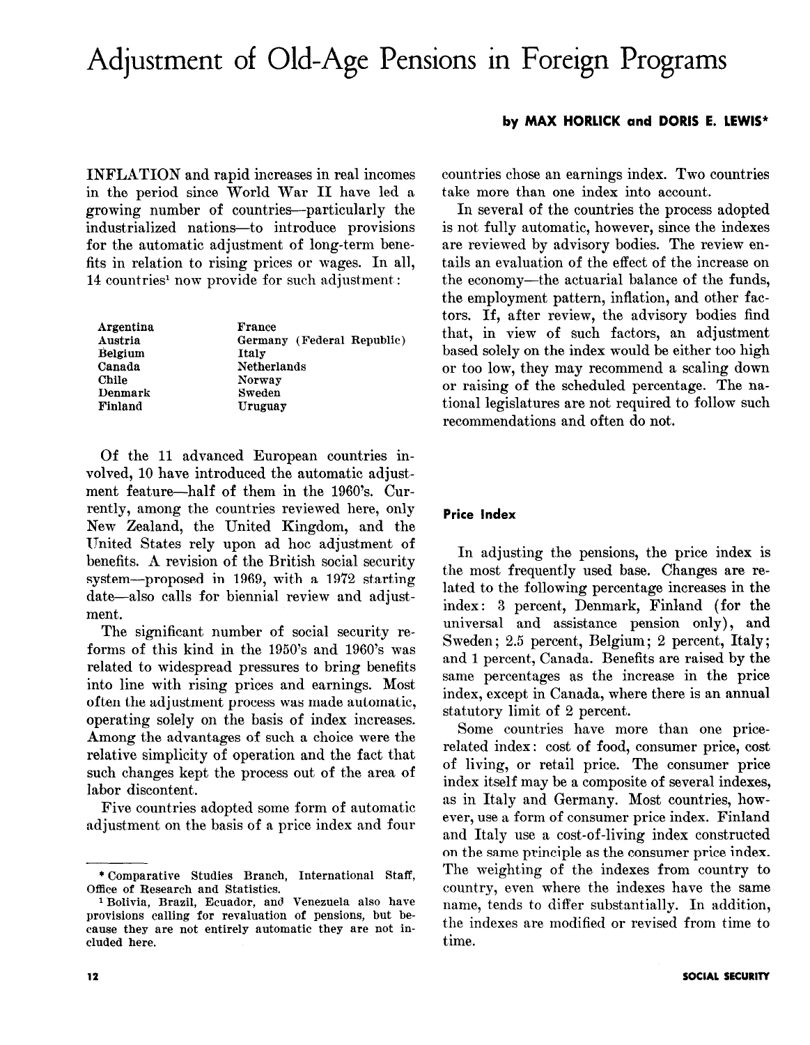# Adjustment of Old-Age Pensions in Foreign Programs

**by MAX HORLICK and DORIS E. LEWIS***

INFLATION and rapid increases in real incomes in the period since World War II have led a growing number of countries—particularly the industrialized nations—to introduce provisions for the automatic adjustment of long-term benefits in relation to rising prices or wages. In all, 14 countries[1] now provide for such adjustment:

| | |
|---|---|
| Argentina | France |
| Austria | Germany (Federal Republic) |
| Belgium | Italy |
| Canada | Netherlands |
| Chile | Norway |
| Denmark | Sweden |
| Finland | Uruguay |

Of the 11 advanced European countries involved, 10 have introduced the automatic adjustment feature—half of them in the 1960's. Currently, among the countries reviewed here, only New Zealand, the United Kingdom, and the United States rely upon ad hoc adjustment of benefits. A revision of the British social security system—proposed in 1969, with a 1972 starting date—also calls for biennial review and adjustment.

The significant number of social security reforms of this kind in the 1950's and 1960's was related to widespread pressures to bring benefits into line with rising prices and earnings. Most often the adjustment process was made automatic, operating solely on the basis of index increases. Among the advantages of such a choice were the relative simplicity of operation and the fact that such changes kept the process out of the area of labor discontent.

Five countries adopted some form of automatic adjustment on the basis of a price index and four countries chose an earnings index. Two countries take more than one index into account.

In several of the countries the process adopted is not fully automatic, however, since the indexes are reviewed by advisory bodies. The review entails an evaluation of the effect of the increase on the economy—the actuarial balance of the funds, the employment pattern, inflation, and other factors. If, after review, the advisory bodies find that, in view of such factors, an adjustment based solely on the index would be either too high or too low, they may recommend a scaling down or raising of the scheduled percentage. The national legislatures are not required to follow such recommendations and often do not.

### Price Index

In adjusting the pensions, the price index is the most frequently used base. Changes are related to the following percentage increases in the index: 3 percent, Denmark, Finland (for the universal and assistance pension only), and Sweden; 2.5 percent, Belgium; 2 percent, Italy; and 1 percent, Canada. Benefits are raised by the same percentages as the increase in the price index, except in Canada, where there is an annual statutory limit of 2 percent.

Some countries have more than one price-related index: cost of food, consumer price, cost of living, or retail price. The consumer price index itself may be a composite of several indexes, as in Italy and Germany. Most countries, however, use a form of consumer price index. Finland and Italy use a cost-of-living index constructed on the same principle as the consumer price index. The weighting of the indexes from country to country, even where the indexes have the same name, tends to differ substantially. In addition, the indexes are modified or revised from time to time.

---

\* Comparative Studies Branch, International Staff, Office of Research and Statistics.

[1] Bolivia, Brazil, Ecuador, and Venezuela also have provisions calling for revaluation of pensions, but because they are not entirely automatic they are not included here.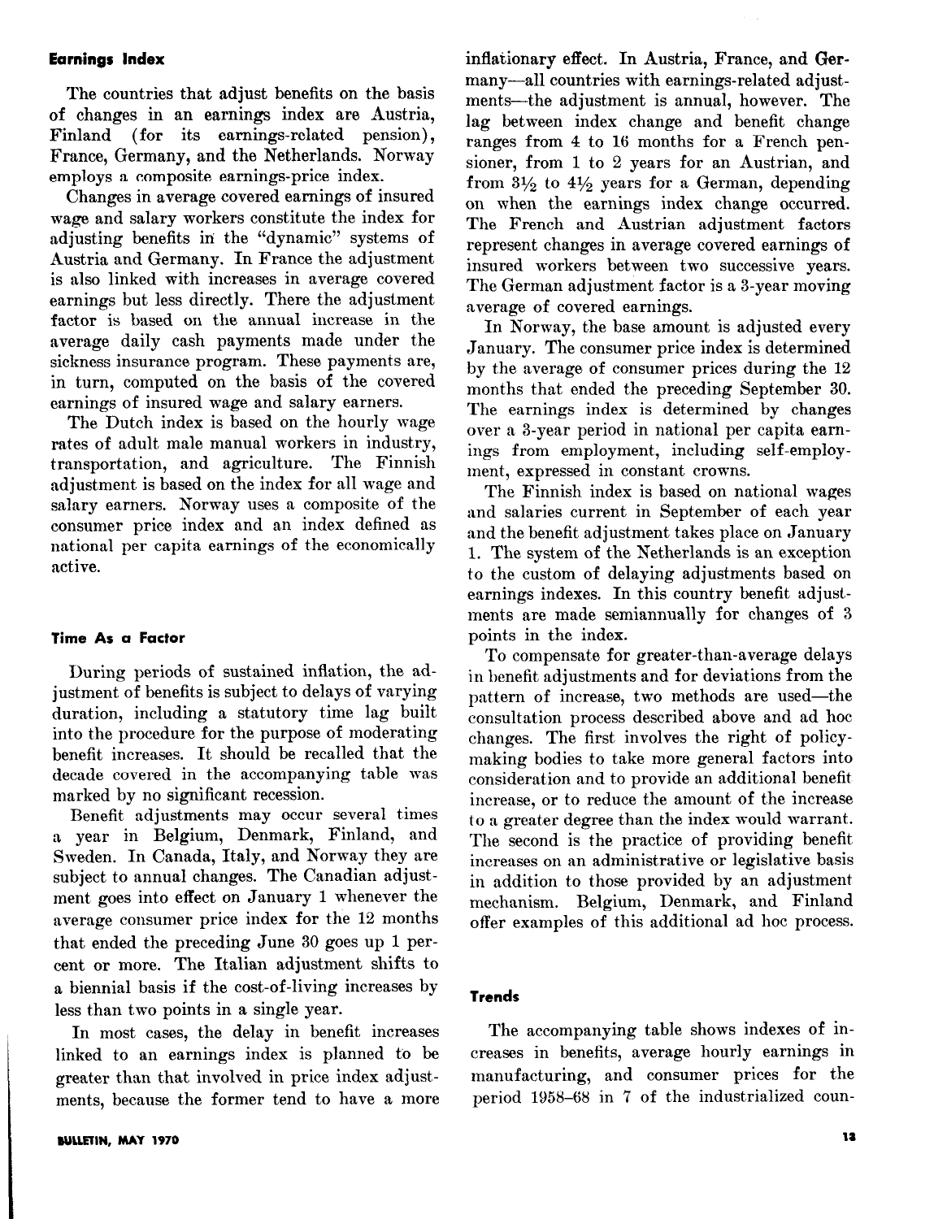### Earnings Index

The countries that adjust benefits on the basis of changes in an earnings index are Austria, Finland (for its earnings-related pension), France, Germany, and the Netherlands. Norway employs a composite earnings-price index.

Changes in average covered earnings of insured wage and salary workers constitute the index for adjusting benefits in the "dynamic" systems of Austria and Germany. In France the adjustment is also linked with increases in average covered earnings but less directly. There the adjustment factor is based on the annual increase in the average daily cash payments made under the sickness insurance program. These payments are, in turn, computed on the basis of the covered earnings of insured wage and salary earners.

The Dutch index is based on the hourly wage rates of adult male manual workers in industry, transportation, and agriculture. The Finnish adjustment is based on the index for all wage and salary earners. Norway uses a composite of the consumer price index and an index defined as national per capita earnings of the economically active.

### Time As a Factor

During periods of sustained inflation, the adjustment of benefits is subject to delays of varying duration, including a statutory time lag built into the procedure for the purpose of moderating benefit increases. It should be recalled that the decade covered in the accompanying table was marked by no significant recession.

Benefit adjustments may occur several times a year in Belgium, Denmark, Finland, and Sweden. In Canada, Italy, and Norway they are subject to annual changes. The Canadian adjustment goes into effect on January 1 whenever the average consumer price index for the 12 months that ended the preceding June 30 goes up 1 percent or more. The Italian adjustment shifts to a biennial basis if the cost-of-living increases by less than two points in a single year.

In most cases, the delay in benefit increases linked to an earnings index is planned to be greater than that involved in price index adjustments, because the former tend to have a more inflationary effect. In Austria, France, and Germany—all countries with earnings-related adjustments—the adjustment is annual, however. The lag between index change and benefit change ranges from 4 to 16 months for a French pensioner, from 1 to 2 years for an Austrian, and from 3½ to 4½ years for a German, depending on when the earnings index change occurred. The French and Austrian adjustment factors represent changes in average covered earnings of insured workers between two successive years. The German adjustment factor is a 3-year moving average of covered earnings.

In Norway, the base amount is adjusted every January. The consumer price index is determined by the average of consumer prices during the 12 months that ended the preceding September 30. The earnings index is determined by changes over a 3-year period in national per capita earnings from employment, including self-employment, expressed in constant crowns.

The Finnish index is based on national wages and salaries current in September of each year and the benefit adjustment takes place on January 1. The system of the Netherlands is an exception to the custom of delaying adjustments based on earnings indexes. In this country benefit adjustments are made semiannually for changes of 3 points in the index.

To compensate for greater-than-average delays in benefit adjustments and for deviations from the pattern of increase, two methods are used—the consultation process described above and ad hoc changes. The first involves the right of policy-making bodies to take more general factors into consideration and to provide an additional benefit increase, or to reduce the amount of the increase to a greater degree than the index would warrant. The second is the practice of providing benefit increases on an administrative or legislative basis in addition to those provided by an adjustment mechanism. Belgium, Denmark, and Finland offer examples of this additional ad hoc process.

### Trends

The accompanying table shows indexes of increases in benefits, average hourly earnings in manufacturing, and consumer prices for the period 1958–68 in 7 of the industrialized coun-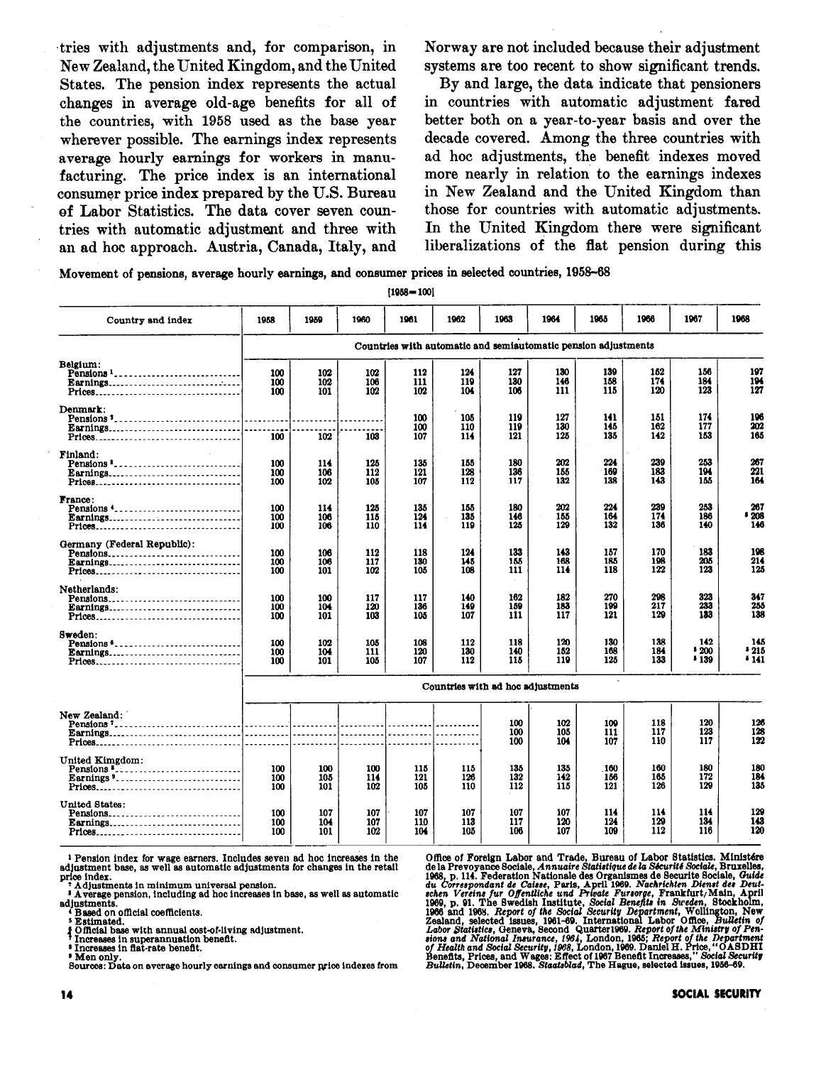tries with adjustments and, for comparison, in New Zealand, the United Kingdom, and the United States. The pension index represents the actual changes in average old-age benefits for all of the countries, with 1958 used as the base year wherever possible. The earnings index represents average hourly earnings for workers in manufacturing. The price index is an international consumer price index prepared by the U.S. Bureau of Labor Statistics. The data cover seven countries with automatic adjustment and three with an ad hoc approach. Austria, Canada, Italy, and Norway are not included because their adjustment systems are too recent to show significant trends.

By and large, the data indicate that pensioners in countries with automatic adjustment fared better both on a year-to-year basis and over the decade covered. Among the three countries with ad hoc adjustments, the benefit indexes moved more nearly in relation to the earnings indexes in New Zealand and the United Kingdom than those for countries with automatic adjustments. In the United Kingdom there were significant liberalizations of the flat pension during this

Movement of pensions, average hourly earnings, and consumer prices in selected countries, 1958–68

[1958=100]

| Country and index | 1958 | 1959 | 1960 | 1961 | 1962 | 1963 | 1964 | 1965 | 1966 | 1967 | 1968 |
|---|---|---|---|---|---|---|---|---|---|---|---|
| | Countries with automatic and semiautomatic pension adjustments | | | | | | | | | | |
| **Belgium:** | | | | | | | | | | | |
| Pensions [1] | 100 | 102 | 102 | 112 | 124 | 127 | 130 | 139 | 152 | 156 | 197 |
| Earnings | 100 | 102 | 106 | 111 | 119 | 130 | 146 | 158 | 174 | 184 | 194 |
| Prices | 100 | 101 | 102 | 102 | 104 | 106 | 111 | 115 | 120 | 123 | 127 |
| **Denmark:** | | | | | | | | | | | |
| Pensions [2] | | | | 100 | 105 | 119 | 127 | 141 | 151 | 174 | 196 |
| Earnings | | | | 100 | 110 | 119 | 130 | 145 | 162 | 177 | 202 |
| Prices | 100 | 102 | 103 | 107 | 114 | 121 | 125 | 135 | 142 | 153 | 165 |
| **Finland:** | | | | | | | | | | | |
| Pensions [3] | 100 | 114 | 125 | 135 | 155 | 180 | 202 | 224 | 239 | 253 | 267 |
| Earnings | 100 | 106 | 112 | 121 | 128 | 136 | 155 | 169 | 183 | 194 | 221 |
| Prices | 100 | 102 | 105 | 107 | 112 | 117 | 132 | 138 | 143 | 155 | 164 |
| **France:** | | | | | | | | | | | |
| Pensions [4] | 100 | 114 | 125 | 135 | 155 | 180 | 202 | 224 | 239 | 253 | 267 |
| Earnings | 100 | 106 | 115 | 124 | 135 | 146 | 155 | 164 | 174 | 186 | [5] 208 |
| Prices | 100 | 106 | 110 | 114 | 119 | 125 | 129 | 132 | 136 | 140 | 146 |
| **Germany (Federal Republic):** | | | | | | | | | | | |
| Pensions | 100 | 106 | 112 | 118 | 124 | 133 | 143 | 157 | 170 | 183 | 198 |
| Earnings | 100 | 106 | 117 | 130 | 145 | 155 | 168 | 185 | 198 | 205 | 214 |
| Prices | 100 | 101 | 102 | 105 | 108 | 111 | 114 | 118 | 122 | 123 | 125 |
| **Netherlands:** | | | | | | | | | | | |
| Pensions | 100 | 100 | 117 | 117 | 140 | 162 | 182 | 270 | 298 | 323 | 347 |
| Earnings | 100 | 104 | 120 | 136 | 149 | 159 | 183 | 199 | 217 | 233 | 255 |
| Prices | 100 | 101 | 103 | 105 | 107 | 111 | 117 | 121 | 129 | 133 | 138 |
| **Sweden:** | | | | | | | | | | | |
| Pensions [6] | 100 | 102 | 105 | 108 | 112 | 118 | 120 | 130 | 138 | 142 | 145 |
| Earnings | 100 | 104 | 111 | 120 | 130 | 140 | 152 | 168 | 184 | [5] 200 | [5] 215 |
| Prices | 100 | 101 | 105 | 107 | 112 | 115 | 119 | 125 | 133 | [5] 139 | [5] 141 |
| | Countries with ad hoc adjustments | | | | | | | | | | |
| **New Zealand:** | | | | | | | | | | | |
| Pensions [7] | | | | | | 100 | 102 | 109 | 118 | 120 | 126 |
| Earnings | | | | | | 100 | 105 | 111 | 117 | 123 | 128 |
| Prices | | | | | | 100 | 104 | 107 | 110 | 117 | 122 |
| **United Kimgdom:** | | | | | | | | | | | |
| Pensions [8] | 100 | 100 | 100 | 115 | 115 | 135 | 135 | 160 | 160 | 180 | 180 |
| Earnings [9] | 100 | 105 | 114 | 121 | 126 | 132 | 142 | 156 | 165 | 172 | 184 |
| Prices | 100 | 101 | 102 | 105 | 110 | 112 | 115 | 121 | 126 | 129 | 135 |
| **United States:** | | | | | | | | | | | |
| Pensions | 100 | 107 | 107 | 107 | 107 | 107 | 107 | 114 | 114 | 114 | 129 |
| Earnings | 100 | 104 | 107 | 110 | 113 | 117 | 120 | 124 | 129 | 134 | 143 |
| Prices | 100 | 101 | 102 | 104 | 105 | 106 | 107 | 109 | 112 | 116 | 120 |

[1] Pension index for wage earners. Includes seven ad hoc increases in the adjustment base, as well as automatic adjustments for changes in the retail price index.
[2] Adjustments in minimum universal pension.
[3] Average pension, including ad hoc increases in base, as well as automatic adjustments.
[4] Based on official coefficients.
[5] Estimated.
[6] Official base with annual cost-of-living adjustment.
[7] Increases in superannuation benefit.
[8] Increases in flat-rate benefit.
[9] Men only.

Sources: Data on average hourly earnings and consumer price indexes from Office of Foreign Labor and Trade, Bureau of Labor Statistics. Ministére de la Prevoyance Sociale, *Annuaire Statistique de la Sécurité Sociale*, Bruxelles, 1968, p. 114. Federation Nationale des Organismes de Securite Sociale, *Guide du Correspondant de Caisse*, Paris, April 1969. *Nachrichten Dienst des Deutschen Vereins fur Offentliche und Private Fursorge*, Frankfurt/Main, April 1969, p. 91. The Swedish Institute, *Social Benefits in Sweden*, Stockholm, 1966 and 1968. *Report of the Social Security Department*, Wellington, New Zealand, selected issues, 1961–69. International Labor Office, *Bulletin of Labor Statistics*, Geneva, Second Quarter 1969. *Report of the Ministry of Pensions and National Insurance, 1964*, London, 1965; *Report of the Department of Health and Social Security, 1968*, London, 1969. Daniel H. Price, "OASDHI Benefits, Prices, and Wages: Effect of 1967 Benefit Increases," *Social Security Bulletin*, December 1968. *Staatsblad*, The Hague, selected issues, 1956–69.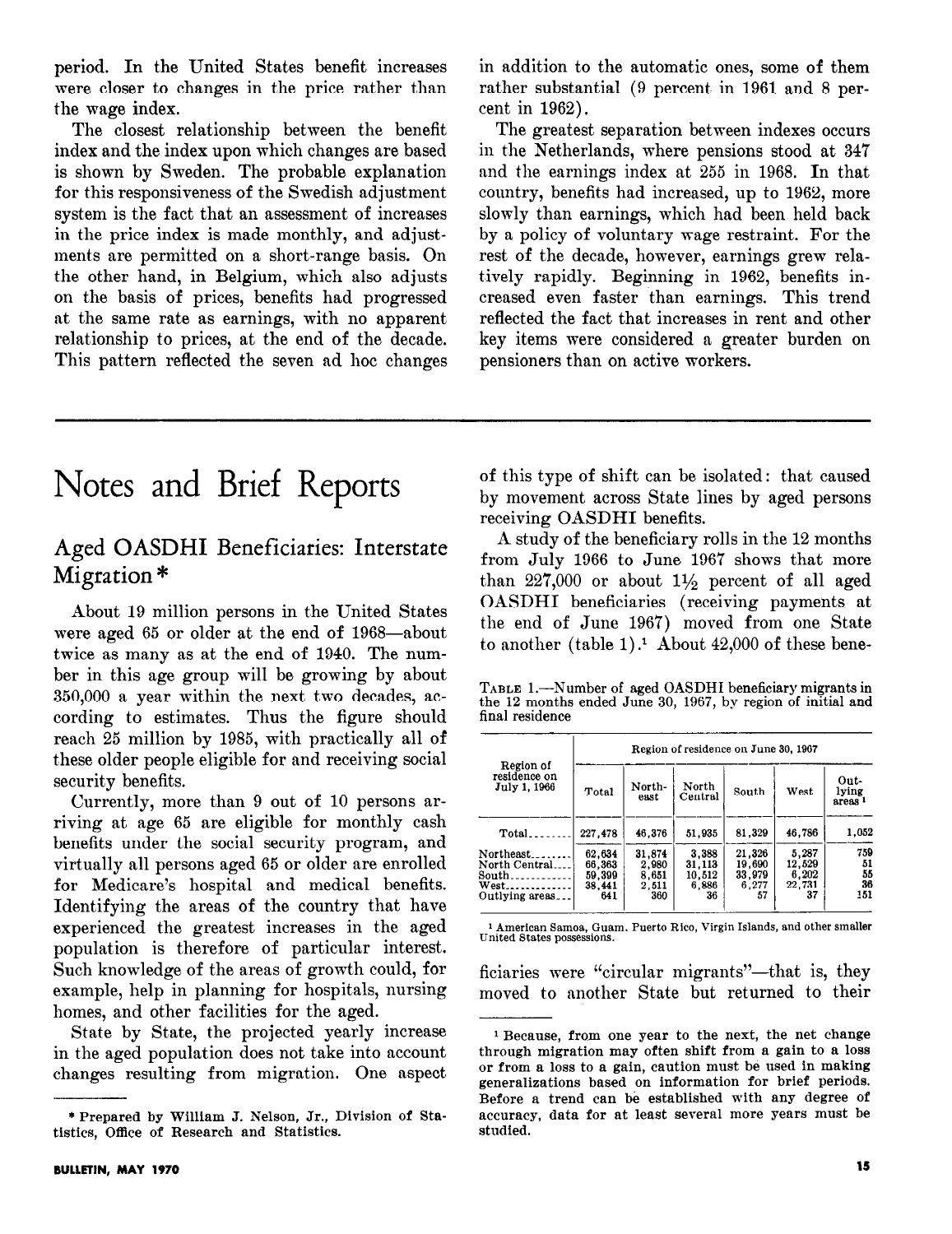period. In the United States benefit increases were closer to changes in the price rather than the wage index.

The closest relationship between the benefit index and the index upon which changes are based is shown by Sweden. The probable explanation for this responsiveness of the Swedish adjustment system is the fact that an assessment of increases in the price index is made monthly, and adjustments are permitted on a short-range basis. On the other hand, in Belgium, which also adjusts on the basis of prices, benefits had progressed at the same rate as earnings, with no apparent relationship to prices, at the end of the decade. This pattern reflected the seven ad hoc changes in addition to the automatic ones, some of them rather substantial (9 percent in 1961 and 8 percent in 1962).

The greatest separation between indexes occurs in the Netherlands, where pensions stood at 347 and the earnings index at 255 in 1968. In that country, benefits had increased, up to 1962, more slowly than earnings, which had been held back by a policy of voluntary wage restraint. For the rest of the decade, however, earnings grew relatively rapidly. Beginning in 1962, benefits increased even faster than earnings. This trend reflected the fact that increases in rent and other key items were considered a greater burden on pensioners than on active workers.

# Notes and Brief Reports

## Aged OASDHI Beneficiaries: Interstate Migration*

About 19 million persons in the United States were aged 65 or older at the end of 1968—about twice as many as at the end of 1940. The number in this age group will be growing by about 350,000 a year within the next two decades, according to estimates. Thus the figure should reach 25 million by 1985, with practically all of these older people eligible for and receiving social security benefits.

Currently, more than 9 out of 10 persons arriving at age 65 are eligible for monthly cash benefits under the social security program, and virtually all persons aged 65 or older are enrolled for Medicare's hospital and medical benefits. Identifying the areas of the country that have experienced the greatest increases in the aged population is therefore of particular interest. Such knowledge of the areas of growth could, for example, help in planning for hospitals, nursing homes, and other facilities for the aged.

State by State, the projected yearly increase in the aged population does not take into account changes resulting from migration. One aspect of this type of shift can be isolated: that caused by movement across State lines by aged persons receiving OASDHI benefits.

A study of the beneficiary rolls in the 12 months from July 1966 to June 1967 shows that more than 227,000 or about 1½ percent of all aged OASDHI beneficiaries (receiving payments at the end of June 1967) moved from one State to another (table 1).[1] About 42,000 of these beneficiaries were "circular migrants"—that is, they moved to another State but returned to their

TABLE 1.—Number of aged OASDHI beneficiary migrants in the 12 months ended June 30, 1967, by region of initial and final residence

| Region of residence on July 1, 1966 | Region of residence on June 30, 1967 | | | | | |
|---|---|---|---|---|---|---|
| | Total | Northeast | North Central | South | West | Outlying areas[1] |
| Total | 227,478 | 46,376 | 51,935 | 81,329 | 46,786 | 1,052 |
| Northeast | 62,634 | 31,874 | 3,388 | 21,326 | 5,287 | 759 |
| North Central | 66,363 | 2,980 | 31,113 | 19,690 | 12,529 | 51 |
| South | 59,399 | 8,651 | 10,512 | 33,979 | 6,202 | 55 |
| West | 38,441 | 2,511 | 6,886 | 6,277 | 22,731 | 36 |
| Outlying areas | 641 | 360 | 36 | 57 | 37 | 151 |

[1] American Samoa, Guam, Puerto Rico, Virgin Islands, and other smaller United States possessions.

---

[1] Because, from one year to the next, the net change through migration may often shift from a gain to a loss or from a loss to a gain, caution must be used in making generalizations based on information for brief periods. Before a trend can be established with any degree of accuracy, data for at least several more years must be studied.

* Prepared by William J. Nelson, Jr., Division of Statistics, Office of Research and Statistics.